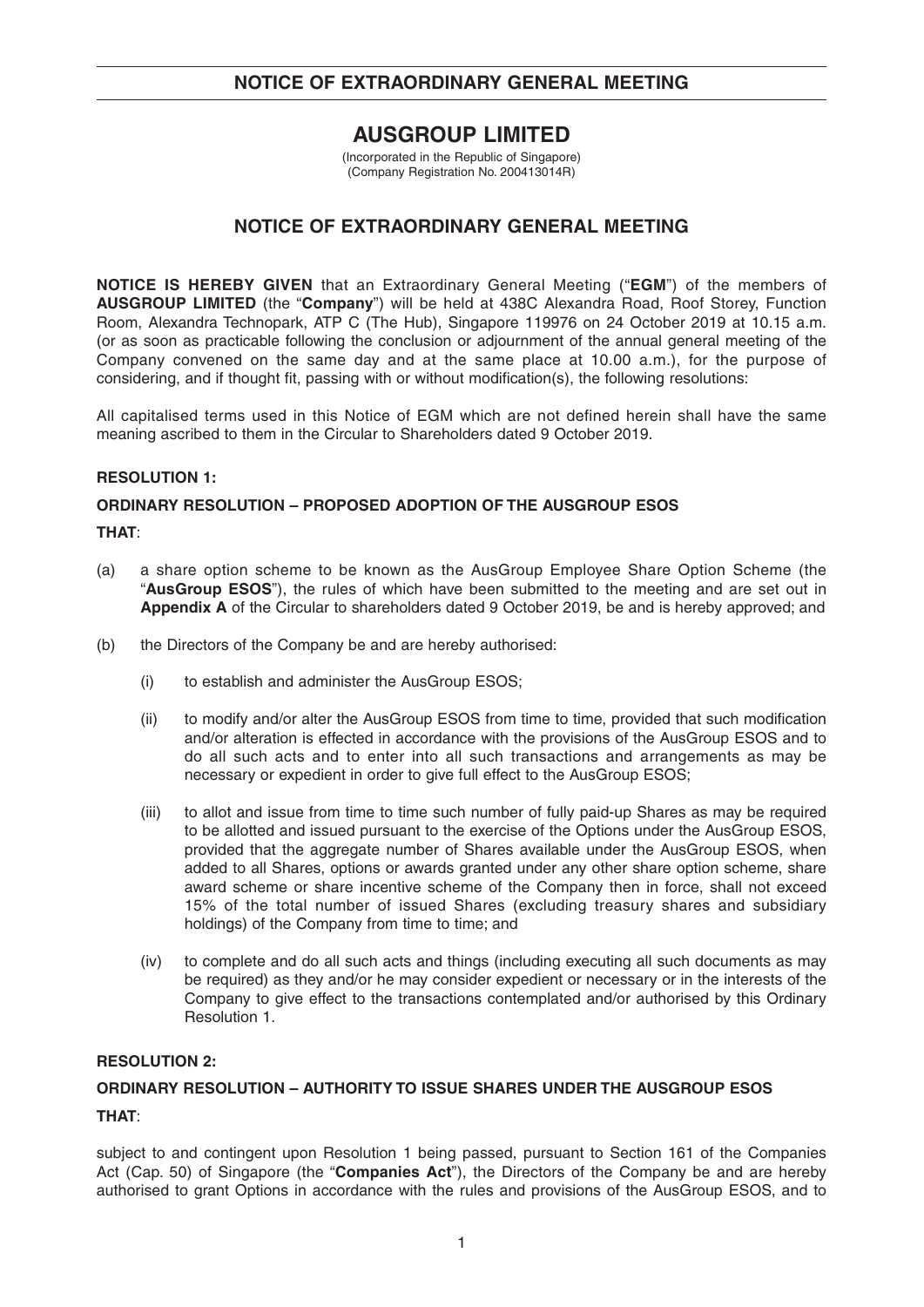# NOTICE OF EXTRAORDINARY GENERAL MEETING

## AUSGROUP LIMITED

(Incorporated in the Republic of Singapore)
(Company Registration No. 200413014R)

## NOTICE OF EXTRAORDINARY GENERAL MEETING

**NOTICE IS HEREBY GIVEN** that an Extraordinary General Meeting ("**EGM**") of the members of **AUSGROUP LIMITED** (the "**Company**") will be held at 438C Alexandra Road, Roof Storey, Function Room, Alexandra Technopark, ATP C (The Hub), Singapore 119976 on 24 October 2019 at 10.15 a.m. (or as soon as practicable following the conclusion or adjournment of the annual general meeting of the Company convened on the same day and at the same place at 10.00 a.m.), for the purpose of considering, and if thought fit, passing with or without modification(s), the following resolutions:

All capitalised terms used in this Notice of EGM which are not defined herein shall have the same meaning ascribed to them in the Circular to Shareholders dated 9 October 2019.

**RESOLUTION 1:**

**ORDINARY RESOLUTION – PROPOSED ADOPTION OF THE AUSGROUP ESOS**

**THAT**:

(a) a share option scheme to be known as the AusGroup Employee Share Option Scheme (the "**AusGroup ESOS**"), the rules of which have been submitted to the meeting and are set out in **Appendix A** of the Circular to shareholders dated 9 October 2019, be and is hereby approved; and

(b) the Directors of the Company be and are hereby authorised:

(i) to establish and administer the AusGroup ESOS;

(ii) to modify and/or alter the AusGroup ESOS from time to time, provided that such modification and/or alteration is effected in accordance with the provisions of the AusGroup ESOS and to do all such acts and to enter into all such transactions and arrangements as may be necessary or expedient in order to give full effect to the AusGroup ESOS;

(iii) to allot and issue from time to time such number of fully paid-up Shares as may be required to be allotted and issued pursuant to the exercise of the Options under the AusGroup ESOS, provided that the aggregate number of Shares available under the AusGroup ESOS, when added to all Shares, options or awards granted under any other share option scheme, share award scheme or share incentive scheme of the Company then in force, shall not exceed 15% of the total number of issued Shares (excluding treasury shares and subsidiary holdings) of the Company from time to time; and

(iv) to complete and do all such acts and things (including executing all such documents as may be required) as they and/or he may consider expedient or necessary or in the interests of the Company to give effect to the transactions contemplated and/or authorised by this Ordinary Resolution 1.

**RESOLUTION 2:**

**ORDINARY RESOLUTION – AUTHORITY TO ISSUE SHARES UNDER THE AUSGROUP ESOS**

**THAT**:

subject to and contingent upon Resolution 1 being passed, pursuant to Section 161 of the Companies Act (Cap. 50) of Singapore (the "**Companies Act**"), the Directors of the Company be and are hereby authorised to grant Options in accordance with the rules and provisions of the AusGroup ESOS, and to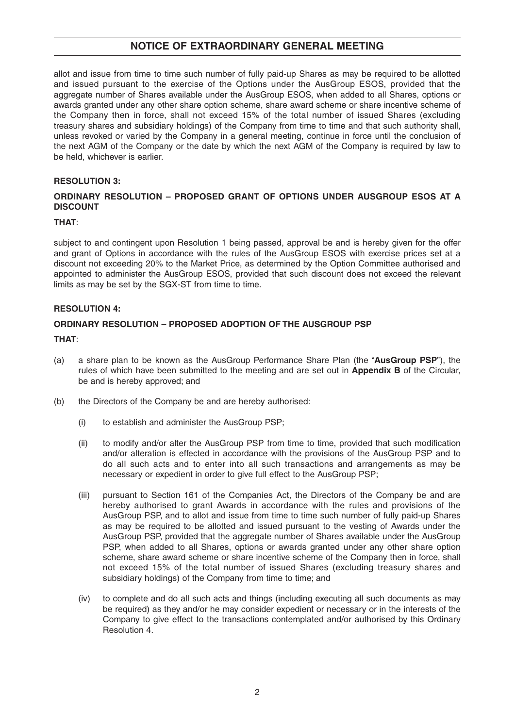allot and issue from time to time such number of fully paid-up Shares as may be required to be allotted and issued pursuant to the exercise of the Options under the AusGroup ESOS, provided that the aggregate number of Shares available under the AusGroup ESOS, when added to all Shares, options or awards granted under any other share option scheme, share award scheme or share incentive scheme of the Company then in force, shall not exceed 15% of the total number of issued Shares (excluding treasury shares and subsidiary holdings) of the Company from time to time and that such authority shall, unless revoked or varied by the Company in a general meeting, continue in force until the conclusion of the next AGM of the Company or the date by which the next AGM of the Company is required by law to be held, whichever is earlier.

**RESOLUTION 3:**

**ORDINARY RESOLUTION – PROPOSED GRANT OF OPTIONS UNDER AUSGROUP ESOS AT A DISCOUNT**

**THAT**:

subject to and contingent upon Resolution 1 being passed, approval be and is hereby given for the offer and grant of Options in accordance with the rules of the AusGroup ESOS with exercise prices set at a discount not exceeding 20% to the Market Price, as determined by the Option Committee authorised and appointed to administer the AusGroup ESOS, provided that such discount does not exceed the relevant limits as may be set by the SGX-ST from time to time.

**RESOLUTION 4:**

**ORDINARY RESOLUTION – PROPOSED ADOPTION OF THE AUSGROUP PSP**

**THAT**:

(a) a share plan to be known as the AusGroup Performance Share Plan (the "**AusGroup PSP**"), the rules of which have been submitted to the meeting and are set out in **Appendix B** of the Circular, be and is hereby approved; and

(b) the Directors of the Company be and are hereby authorised:

   (i) to establish and administer the AusGroup PSP;

   (ii) to modify and/or alter the AusGroup PSP from time to time, provided that such modification and/or alteration is effected in accordance with the provisions of the AusGroup PSP and to do all such acts and to enter into all such transactions and arrangements as may be necessary or expedient in order to give full effect to the AusGroup PSP;

   (iii) pursuant to Section 161 of the Companies Act, the Directors of the Company be and are hereby authorised to grant Awards in accordance with the rules and provisions of the AusGroup PSP, and to allot and issue from time to time such number of fully paid-up Shares as may be required to be allotted and issued pursuant to the vesting of Awards under the AusGroup PSP, provided that the aggregate number of Shares available under the AusGroup PSP, when added to all Shares, options or awards granted under any other share option scheme, share award scheme or share incentive scheme of the Company then in force, shall not exceed 15% of the total number of issued Shares (excluding treasury shares and subsidiary holdings) of the Company from time to time; and

   (iv) to complete and do all such acts and things (including executing all such documents as may be required) as they and/or he may consider expedient or necessary or in the interests of the Company to give effect to the transactions contemplated and/or authorised by this Ordinary Resolution 4.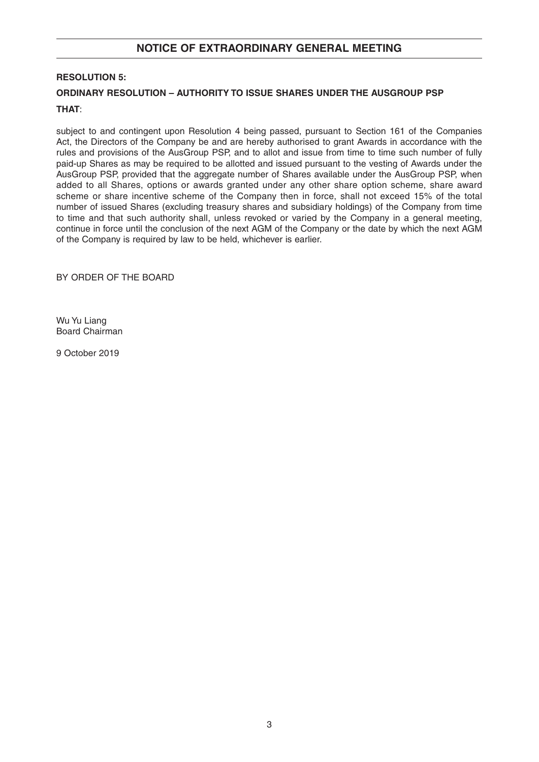## NOTICE OF EXTRAORDINARY GENERAL MEETING

**RESOLUTION 5:**

**ORDINARY RESOLUTION – AUTHORITY TO ISSUE SHARES UNDER THE AUSGROUP PSP**

**THAT**:

subject to and contingent upon Resolution 4 being passed, pursuant to Section 161 of the Companies Act, the Directors of the Company be and are hereby authorised to grant Awards in accordance with the rules and provisions of the AusGroup PSP, and to allot and issue from time to time such number of fully paid-up Shares as may be required to be allotted and issued pursuant to the vesting of Awards under the AusGroup PSP, provided that the aggregate number of Shares available under the AusGroup PSP, when added to all Shares, options or awards granted under any other share option scheme, share award scheme or share incentive scheme of the Company then in force, shall not exceed 15% of the total number of issued Shares (excluding treasury shares and subsidiary holdings) of the Company from time to time and that such authority shall, unless revoked or varied by the Company in a general meeting, continue in force until the conclusion of the next AGM of the Company or the date by which the next AGM of the Company is required by law to be held, whichever is earlier.

BY ORDER OF THE BOARD

Wu Yu Liang
Board Chairman

9 October 2019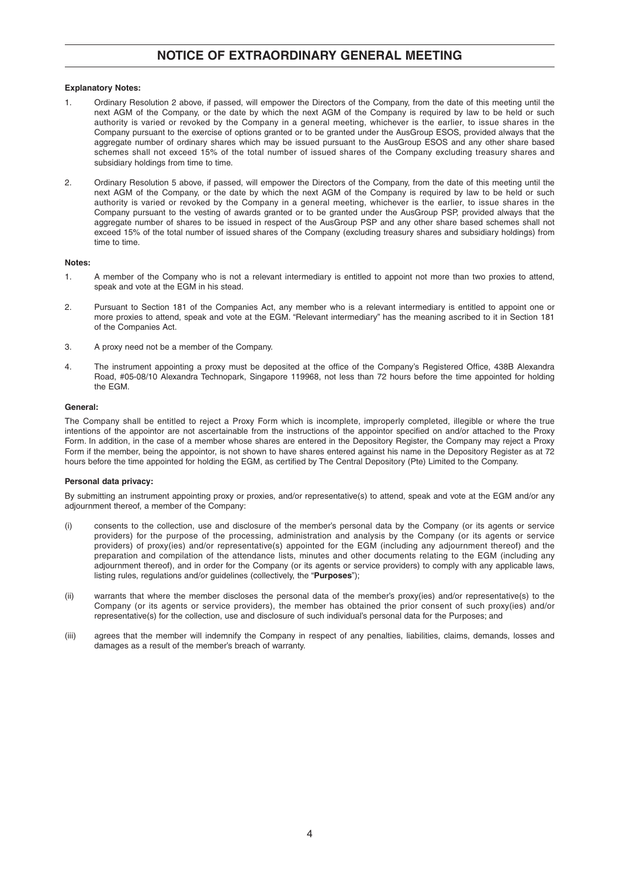# NOTICE OF EXTRAORDINARY GENERAL MEETING

**Explanatory Notes:**

1. Ordinary Resolution 2 above, if passed, will empower the Directors of the Company, from the date of this meeting until the next AGM of the Company, or the date by which the next AGM of the Company is required by law to be held or such authority is varied or revoked by the Company in a general meeting, whichever is the earlier, to issue shares in the Company pursuant to the exercise of options granted or to be granted under the AusGroup ESOS, provided always that the aggregate number of ordinary shares which may be issued pursuant to the AusGroup ESOS and any other share based schemes shall not exceed 15% of the total number of issued shares of the Company excluding treasury shares and subsidiary holdings from time to time.

2. Ordinary Resolution 5 above, if passed, will empower the Directors of the Company, from the date of this meeting until the next AGM of the Company, or the date by which the next AGM of the Company is required by law to be held or such authority is varied or revoked by the Company in a general meeting, whichever is the earlier, to issue shares in the Company pursuant to the vesting of awards granted or to be granted under the AusGroup PSP, provided always that the aggregate number of shares to be issued in respect of the AusGroup PSP and any other share based schemes shall not exceed 15% of the total number of issued shares of the Company (excluding treasury shares and subsidiary holdings) from time to time.

**Notes:**

1. A member of the Company who is not a relevant intermediary is entitled to appoint not more than two proxies to attend, speak and vote at the EGM in his stead.

2. Pursuant to Section 181 of the Companies Act, any member who is a relevant intermediary is entitled to appoint one or more proxies to attend, speak and vote at the EGM. "Relevant intermediary" has the meaning ascribed to it in Section 181 of the Companies Act.

3. A proxy need not be a member of the Company.

4. The instrument appointing a proxy must be deposited at the office of the Company's Registered Office, 438B Alexandra Road, #05-08/10 Alexandra Technopark, Singapore 119968, not less than 72 hours before the time appointed for holding the EGM.

**General:**

The Company shall be entitled to reject a Proxy Form which is incomplete, improperly completed, illegible or where the true intentions of the appointor are not ascertainable from the instructions of the appointor specified on and/or attached to the Proxy Form. In addition, in the case of a member whose shares are entered in the Depository Register, the Company may reject a Proxy Form if the member, being the appointor, is not shown to have shares entered against his name in the Depository Register as at 72 hours before the time appointed for holding the EGM, as certified by The Central Depository (Pte) Limited to the Company.

**Personal data privacy:**

By submitting an instrument appointing proxy or proxies, and/or representative(s) to attend, speak and vote at the EGM and/or any adjournment thereof, a member of the Company:

(i) consents to the collection, use and disclosure of the member's personal data by the Company (or its agents or service providers) for the purpose of the processing, administration and analysis by the Company (or its agents or service providers) of proxy(ies) and/or representative(s) appointed for the EGM (including any adjournment thereof) and the preparation and compilation of the attendance lists, minutes and other documents relating to the EGM (including any adjournment thereof), and in order for the Company (or its agents or service providers) to comply with any applicable laws, listing rules, regulations and/or guidelines (collectively, the "**Purposes**");

(ii) warrants that where the member discloses the personal data of the member's proxy(ies) and/or representative(s) to the Company (or its agents or service providers), the member has obtained the prior consent of such proxy(ies) and/or representative(s) for the collection, use and disclosure of such individual's personal data for the Purposes; and

(iii) agrees that the member will indemnify the Company in respect of any penalties, liabilities, claims, demands, losses and damages as a result of the member's breach of warranty.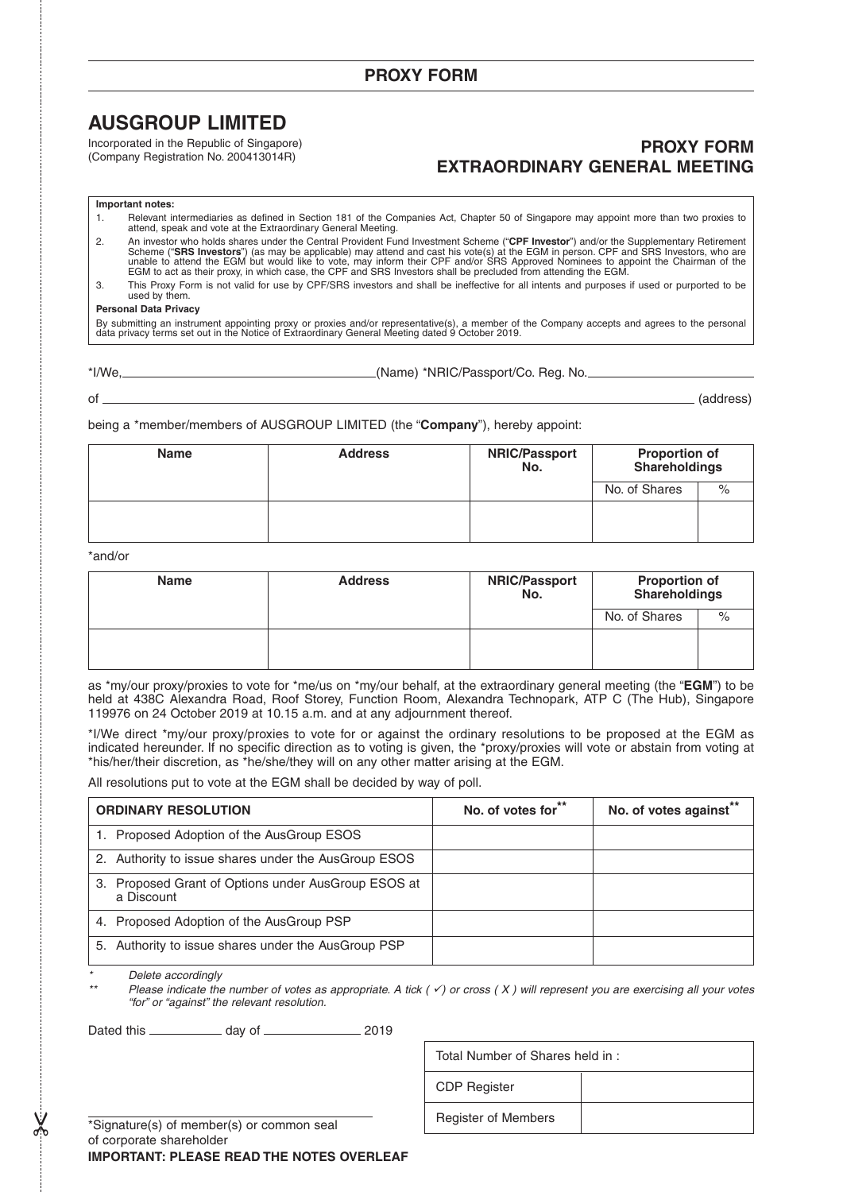## PROXY FORM

# AUSGROUP LIMITED

Incorporated in the Republic of Singapore)
(Company Registration No. 200413014R)

## PROXY FORM
## EXTRAORDINARY GENERAL MEETING

**Important notes:**

1. Relevant intermediaries as defined in Section 181 of the Companies Act, Chapter 50 of Singapore may appoint more than two proxies to attend, speak and vote at the Extraordinary General Meeting.
2. An investor who holds shares under the Central Provident Fund Investment Scheme ("**CPF Investor**") and/or the Supplementary Retirement Scheme ("**SRS Investors**") (as may be applicable) may attend and cast his vote(s) at the EGM in person. CPF and SRS Investors, who are unable to attend the EGM but would like to vote, may inform their CPF and/or SRS Approved Nominees to appoint the Chairman of the EGM to act as their proxy, in which case, the CPF and SRS Investors shall be precluded from attending the EGM.
3. This Proxy Form is not valid for use by CPF/SRS investors and shall be ineffective for all intents and purposes if used or purported to be used by them.

**Personal Data Privacy**

By submitting an instrument appointing proxy or proxies and/or representative(s), a member of the Company accepts and agrees to the personal data privacy terms set out in the Notice of Extraordinary General Meeting dated 9 October 2019.

*I/We, ______________________(Name) *NRIC/Passport/Co. Reg. No. ______________________

of ____________________________________________________________ (address)

being a *member/members of AUSGROUP LIMITED (the "**Company**"), hereby appoint:

| Name | Address | NRIC/Passport No. | Proportion of Shareholdings | |
|---|---|---|---|---|
| | | | No. of Shares | % |
| | | | | |

*and/or

| Name | Address | NRIC/Passport No. | Proportion of Shareholdings | |
|---|---|---|---|---|
| | | | No. of Shares | % |
| | | | | |

as *my/our proxy/proxies to vote for *me/us on *my/our behalf, at the extraordinary general meeting (the "**EGM**") to be held at 438C Alexandra Road, Roof Storey, Function Room, Alexandra Technopark, ATP C (The Hub), Singapore 119976 on 24 October 2019 at 10.15 a.m. and at any adjournment thereof.

*I/We direct *my/our proxy/proxies to vote for or against the ordinary resolutions to be proposed at the EGM as indicated hereunder. If no specific direction as to voting is given, the *proxy/proxies will vote or abstain from voting at *his/her/their discretion, as *he/she/they will on any other matter arising at the EGM.

All resolutions put to vote at the EGM shall be decided by way of poll.

| ORDINARY RESOLUTION | No. of votes for** | No. of votes against** |
|---|---|---|
| 1. Proposed Adoption of the AusGroup ESOS | | |
| 2. Authority to issue shares under the AusGroup ESOS | | |
| 3. Proposed Grant of Options under AusGroup ESOS at a Discount | | |
| 4. Proposed Adoption of the AusGroup PSP | | |
| 5. Authority to issue shares under the AusGroup PSP | | |

\* *Delete accordingly*

\*\* *Please indicate the number of votes as appropriate. A tick ( ✓) or cross ( X ) will represent you are exercising all your votes "for" or "against" the relevant resolution.*

Dated this __________ day of ______________ 2019

| Total Number of Shares held in : | |
|---|---|
| CDP Register | |
| Register of Members | |

_________________________________

*Signature(s) of member(s) or common seal of corporate shareholder

**IMPORTANT: PLEASE READ THE NOTES OVERLEAF**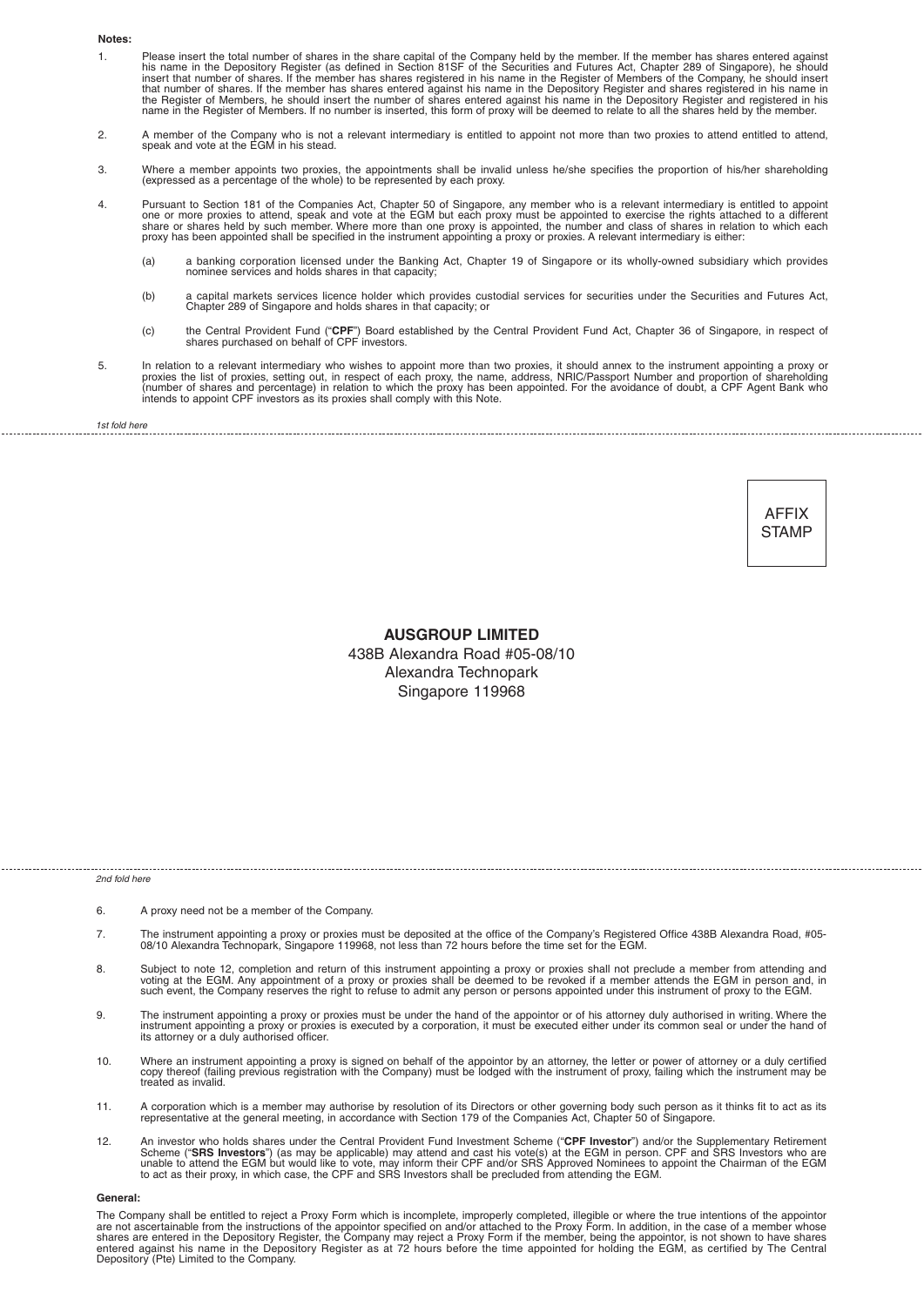**Notes:**

1. Please insert the total number of shares in the share capital of the Company held by the member. If the member has shares entered against his name in the Depository Register (as defined in Section 81SF of the Securities and Futures Act, Chapter 289 of Singapore), he should insert that number of shares. If the member has shares registered in his name in the Register of Members of the Company, he should insert that number of shares. If the member has shares entered against his name in the Depository Register and shares registered in his name in the Register of Members, he should insert the number of shares entered against his name in the Depository Register and registered in his name in the Register of Members. If no number is inserted, this form of proxy will be deemed to relate to all the shares held by the member.

2. A member of the Company who is not a relevant intermediary is entitled to appoint not more than two proxies to attend entitled to attend, speak and vote at the EGM in his stead.

3. Where a member appoints two proxies, the appointments shall be invalid unless he/she specifies the proportion of his/her shareholding (expressed as a percentage of the whole) to be represented by each proxy.

4. Pursuant to Section 181 of the Companies Act, Chapter 50 of Singapore, any member who is a relevant intermediary is entitled to appoint one or more proxies to attend, speak and vote at the EGM but each proxy must be appointed to exercise the rights attached to a different share or shares held by such member. Where more than one proxy is appointed, the number and class of shares in relation to which each proxy has been appointed shall be specified in the instrument appointing a proxy or proxies. A relevant intermediary is either:

   (a) a banking corporation licensed under the Banking Act, Chapter 19 of Singapore or its wholly-owned subsidiary which provides nominee services and holds shares in that capacity;

   (b) a capital markets services licence holder which provides custodial services for securities under the Securities and Futures Act, Chapter 289 of Singapore and holds shares in that capacity; or

   (c) the Central Provident Fund ("**CPF**") Board established by the Central Provident Fund Act, Chapter 36 of Singapore, in respect of shares purchased on behalf of CPF investors.

5. In relation to a relevant intermediary who wishes to appoint more than two proxies, it should annex to the instrument appointing a proxy or proxies the list of proxies, setting out, in respect of each proxy, the name, address, NRIC/Passport Number and proportion of shareholding (number of shares and percentage) in relation to which the proxy has been appointed. For the avoidance of doubt, a CPF Agent Bank who intends to appoint CPF investors as its proxies shall comply with this Note.

*1st fold here*

AFFIX STAMP

**AUSGROUP LIMITED**
438B Alexandra Road #05-08/10
Alexandra Technopark
Singapore 119968

*2nd fold here*

6. A proxy need not be a member of the Company.

7. The instrument appointing a proxy or proxies must be deposited at the office of the Company's Registered Office 438B Alexandra Road, #05-08/10 Alexandra Technopark, Singapore 119968, not less than 72 hours before the time set for the EGM.

8. Subject to note 12, completion and return of this instrument appointing a proxy or proxies shall not preclude a member from attending and voting at the EGM. Any appointment of a proxy or proxies shall be deemed to be revoked if a member attends the EGM in person and, in such event, the Company reserves the right to refuse to admit any person or persons appointed under this instrument of proxy to the EGM.

9. The instrument appointing a proxy or proxies must be under the hand of the appointor or of his attorney duly authorised in writing. Where the instrument appointing a proxy or proxies is executed by a corporation, it must be executed either under its common seal or under the hand of its attorney or a duly authorised officer.

10. Where an instrument appointing a proxy is signed on behalf of the appointor by an attorney, the letter or power of attorney or a duly certified copy thereof (failing previous registration with the Company) must be lodged with the instrument of proxy, failing which the instrument may be treated as invalid.

11. A corporation which is a member may authorise by resolution of its Directors or other governing body such person as it thinks fit to act as its representative at the general meeting, in accordance with Section 179 of the Companies Act, Chapter 50 of Singapore.

12. An investor who holds shares under the Central Provident Fund Investment Scheme ("**CPF Investor**") and/or the Supplementary Retirement Scheme ("**SRS Investors**") (as may be applicable) may attend and cast his vote(s) at the EGM in person. CPF and SRS Investors who are unable to attend the EGM but would like to vote, may inform their CPF and/or SRS Approved Nominees to appoint the Chairman of the EGM to act as their proxy, in which case, the CPF and SRS Investors shall be precluded from attending the EGM.

**General:**

The Company shall be entitled to reject a Proxy Form which is incomplete, improperly completed, illegible or where the true intentions of the appointor are not ascertainable from the instructions of the appointor specified on and/or attached to the Proxy Form. In addition, in the case of a member whose shares are entered in the Depository Register, the Company may reject a Proxy Form if the member, being the appointor, is not shown to have shares entered against his name in the Depository Register as at 72 hours before the time appointed for holding the EGM, as certified by The Central Depository (Pte) Limited to the Company.